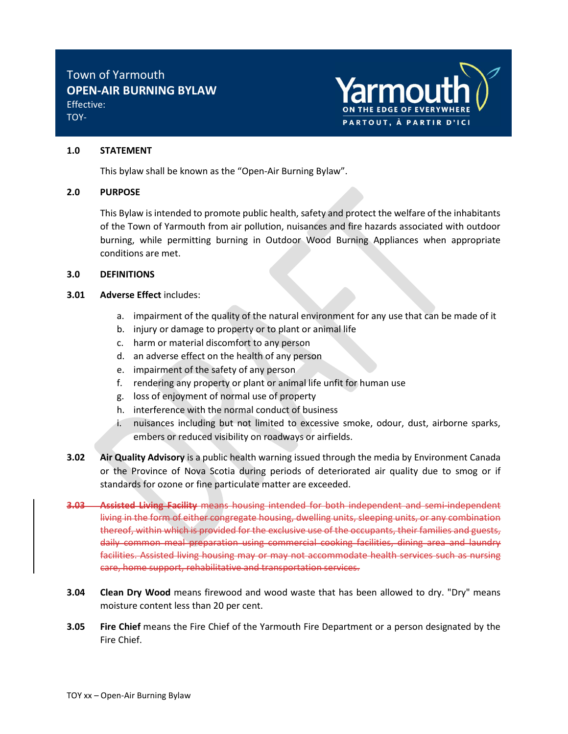Town of Yarmouth
**OPEN-AIR BURNING BYLAW**
Effective:
TOY-

Yarmouth
ON THE EDGE OF EVERYWHERE
PARTOUT, À PARTIR D'ICI

## 1.0 STATEMENT

This bylaw shall be known as the "Open-Air Burning Bylaw".

## 2.0 PURPOSE

This Bylaw is intended to promote public health, safety and protect the welfare of the inhabitants of the Town of Yarmouth from air pollution, nuisances and fire hazards associated with outdoor burning, while permitting burning in Outdoor Wood Burning Appliances when appropriate conditions are met.

## 3.0 DEFINITIONS

**3.01** **Adverse Effect** includes:

a. impairment of the quality of the natural environment for any use that can be made of it
b. injury or damage to property or to plant or animal life
c. harm or material discomfort to any person
d. an adverse effect on the health of any person
e. impairment of the safety of any person
f. rendering any property or plant or animal life unfit for human use
g. loss of enjoyment of normal use of property
h. interference with the normal conduct of business
i. nuisances including but not limited to excessive smoke, odour, dust, airborne sparks, embers or reduced visibility on roadways or airfields.

**3.02** **Air Quality Advisory** is a public health warning issued through the media by Environment Canada or the Province of Nova Scotia during periods of deteriorated air quality due to smog or if standards for ozone or fine particulate matter are exceeded.

~~**3.03** **Assisted Living Facility** means housing intended for both independent and semi-independent living in the form of either congregate housing, dwelling units, sleeping units, or any combination thereof, within which is provided for the exclusive use of the occupants, their families and guests, daily common meal preparation using commercial cooking facilities, dining area and laundry facilities. Assisted living housing may or may not accommodate health services such as nursing care, home support, rehabilitative and transportation services.~~

**3.04** **Clean Dry Wood** means firewood and wood waste that has been allowed to dry. "Dry" means moisture content less than 20 per cent.

**3.05** **Fire Chief** means the Fire Chief of the Yarmouth Fire Department or a person designated by the Fire Chief.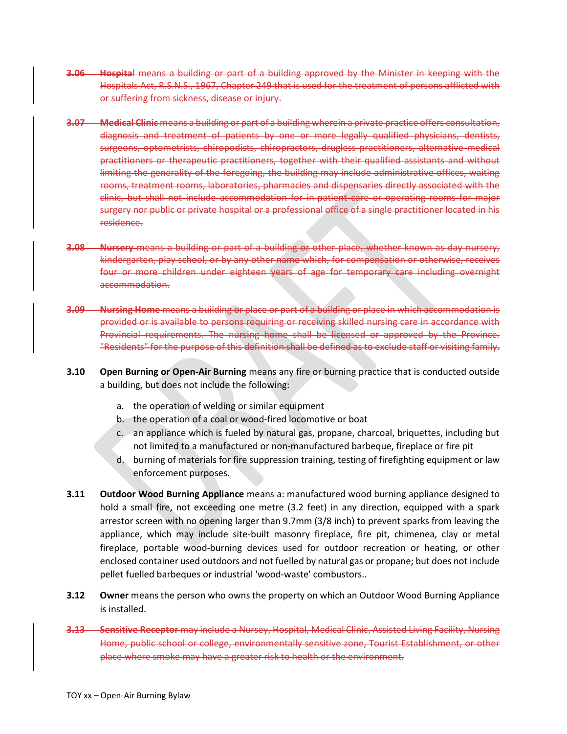~~**3.06** **Hospital** means a building or part of a building approved by the Minister in keeping with the Hospitals Act, R.S.N.S., 1967, Chapter 249 that is used for the treatment of persons afflicted with or suffering from sickness, disease or injury.~~

~~**3.07** **Medical Clinic** means a building or part of a building wherein a private practice offers consultation, diagnosis and treatment of patients by one or more legally qualified physicians, dentists, surgeons, optometrists, chiropodists, chiropractors, drugless practitioners, alternative medical practitioners or therapeutic practitioners, together with their qualified assistants and without limiting the generality of the foregoing, the building may include administrative offices, waiting rooms, treatment rooms, laboratories, pharmacies and dispensaries directly associated with the clinic, but shall not include accommodation for in-patient care or operating rooms for major surgery nor public or private hospital or a professional office of a single practitioner located in his residence.~~

~~**3.08** **Nursery** means a building or part of a building or other place, whether known as day nursery, kindergarten, play school, or by any other name which, for compensation or otherwise, receives four or more children under eighteen years of age for temporary care including overnight accommodation.~~

~~**3.09** **Nursing Home** means a building or place or part of a building or place in which accommodation is provided or is available to persons requiring or receiving skilled nursing care in accordance with Provincial requirements. The nursing home shall be licensed or approved by the Province. "Residents" for the purpose of this definition shall be defined as to exclude staff or visiting family.~~

**3.10** **Open Burning or Open-Air Burning** means any fire or burning practice that is conducted outside a building, but does not include the following:

a. the operation of welding or similar equipment
b. the operation of a coal or wood-fired locomotive or boat
c. an appliance which is fueled by natural gas, propane, charcoal, briquettes, including but not limited to a manufactured or non-manufactured barbeque, fireplace or fire pit
d. burning of materials for fire suppression training, testing of firefighting equipment or law enforcement purposes.

**3.11** **Outdoor Wood Burning Appliance** means a: manufactured wood burning appliance designed to hold a small fire, not exceeding one metre (3.2 feet) in any direction, equipped with a spark arrestor screen with no opening larger than 9.7mm (3/8 inch) to prevent sparks from leaving the appliance, which may include site-built masonry fireplace, fire pit, chimenea, clay or metal fireplace, portable wood-burning devices used for outdoor recreation or heating, or other enclosed container used outdoors and not fuelled by natural gas or propane; but does not include pellet fuelled barbeques or industrial 'wood-waste' combustors..

**3.12** **Owner** means the person who owns the property on which an Outdoor Wood Burning Appliance is installed.

~~**3.13** **Sensitive Receptor** may include a Nursey, Hospital, Medical Clinic, Assisted Living Facility, Nursing Home, public school or college, environmentally sensitive zone, Tourist Establishment, or other place where smoke may have a greater risk to health or the environment.~~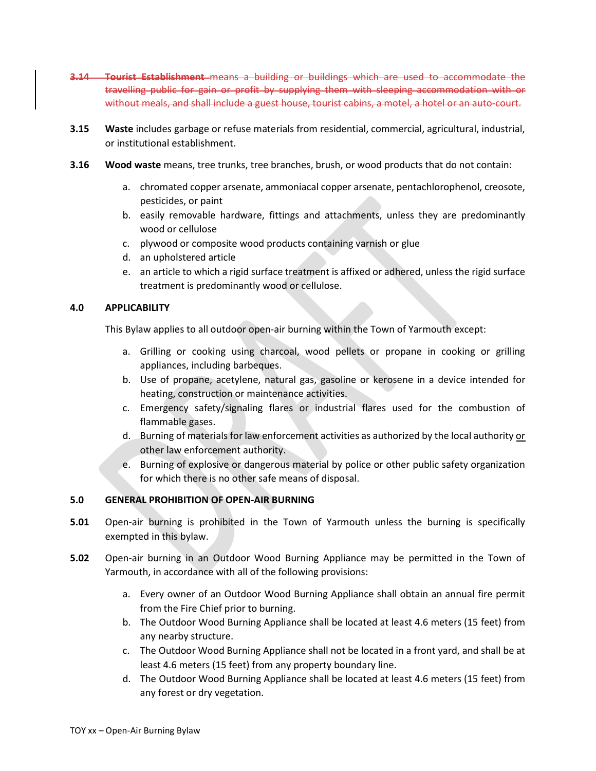~~**3.14 Tourist Establishment** means a building or buildings which are used to accommodate the travelling public for gain or profit by supplying them with sleeping accommodation with or without meals, and shall include a guest house, tourist cabins, a motel, a hotel or an auto-court.~~

**3.15** **Waste** includes garbage or refuse materials from residential, commercial, agricultural, industrial, or institutional establishment.

**3.16** **Wood waste** means, tree trunks, tree branches, brush, or wood products that do not contain:

a. chromated copper arsenate, ammoniacal copper arsenate, pentachlorophenol, creosote, pesticides, or paint
b. easily removable hardware, fittings and attachments, unless they are predominantly wood or cellulose
c. plywood or composite wood products containing varnish or glue
d. an upholstered article
e. an article to which a rigid surface treatment is affixed or adhered, unless the rigid surface treatment is predominantly wood or cellulose.

## 4.0 APPLICABILITY

This Bylaw applies to all outdoor open-air burning within the Town of Yarmouth except:

a. Grilling or cooking using charcoal, wood pellets or propane in cooking or grilling appliances, including barbeques.
b. Use of propane, acetylene, natural gas, gasoline or kerosene in a device intended for heating, construction or maintenance activities.
c. Emergency safety/signaling flares or industrial flares used for the combustion of flammable gases.
d. Burning of materials for law enforcement activities as authorized by the local authority or other law enforcement authority.
e. Burning of explosive or dangerous material by police or other public safety organization for which there is no other safe means of disposal.

## 5.0 GENERAL PROHIBITION OF OPEN-AIR BURNING

**5.01** Open-air burning is prohibited in the Town of Yarmouth unless the burning is specifically exempted in this bylaw.

**5.02** Open-air burning in an Outdoor Wood Burning Appliance may be permitted in the Town of Yarmouth, in accordance with all of the following provisions:

a. Every owner of an Outdoor Wood Burning Appliance shall obtain an annual fire permit from the Fire Chief prior to burning.
b. The Outdoor Wood Burning Appliance shall be located at least 4.6 meters (15 feet) from any nearby structure.
c. The Outdoor Wood Burning Appliance shall not be located in a front yard, and shall be at least 4.6 meters (15 feet) from any property boundary line.
d. The Outdoor Wood Burning Appliance shall be located at least 4.6 meters (15 feet) from any forest or dry vegetation.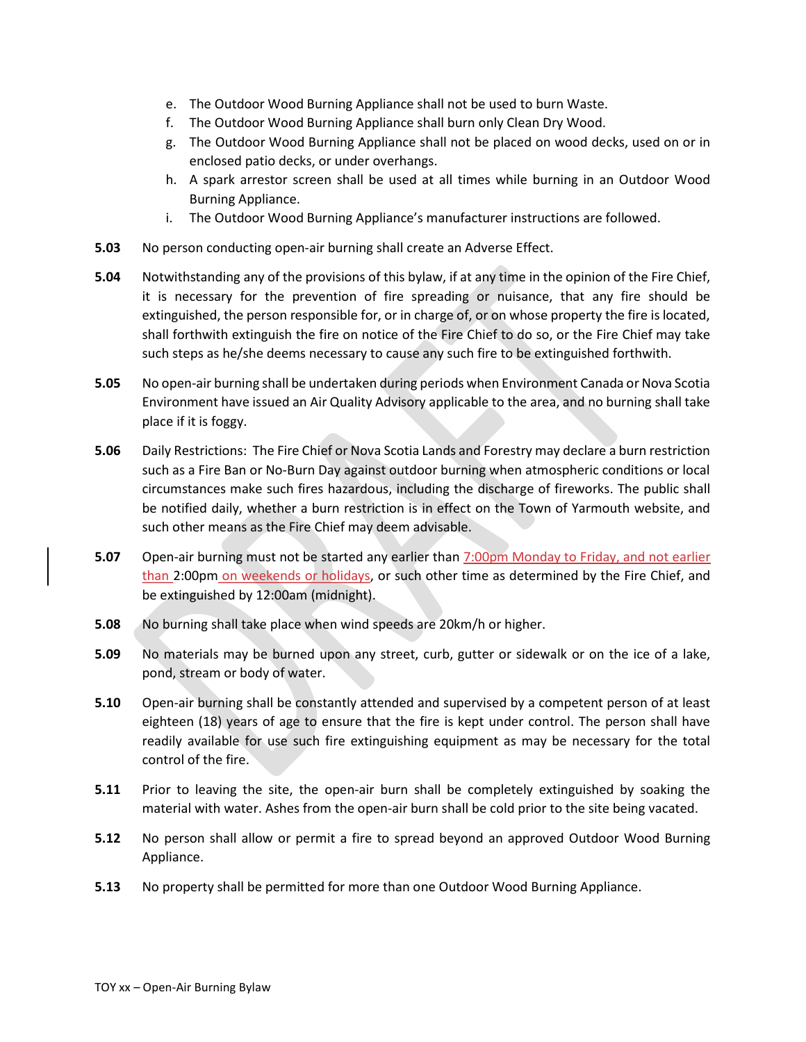e. The Outdoor Wood Burning Appliance shall not be used to burn Waste.
f. The Outdoor Wood Burning Appliance shall burn only Clean Dry Wood.
g. The Outdoor Wood Burning Appliance shall not be placed on wood decks, used on or in enclosed patio decks, or under overhangs.
h. A spark arrestor screen shall be used at all times while burning in an Outdoor Wood Burning Appliance.
i. The Outdoor Wood Burning Appliance's manufacturer instructions are followed.

**5.03** No person conducting open-air burning shall create an Adverse Effect.

**5.04** Notwithstanding any of the provisions of this bylaw, if at any time in the opinion of the Fire Chief, it is necessary for the prevention of fire spreading or nuisance, that any fire should be extinguished, the person responsible for, or in charge of, or on whose property the fire is located, shall forthwith extinguish the fire on notice of the Fire Chief to do so, or the Fire Chief may take such steps as he/she deems necessary to cause any such fire to be extinguished forthwith.

**5.05** No open-air burning shall be undertaken during periods when Environment Canada or Nova Scotia Environment have issued an Air Quality Advisory applicable to the area, and no burning shall take place if it is foggy.

**5.06** Daily Restrictions: The Fire Chief or Nova Scotia Lands and Forestry may declare a burn restriction such as a Fire Ban or No-Burn Day against outdoor burning when atmospheric conditions or local circumstances make such fires hazardous, including the discharge of fireworks. The public shall be notified daily, whether a burn restriction is in effect on the Town of Yarmouth website, and such other means as the Fire Chief may deem advisable.

**5.07** Open-air burning must not be started any earlier than 7:00pm Monday to Friday, and not earlier than 2:00pm on weekends or holidays, or such other time as determined by the Fire Chief, and be extinguished by 12:00am (midnight).

**5.08** No burning shall take place when wind speeds are 20km/h or higher.

**5.09** No materials may be burned upon any street, curb, gutter or sidewalk or on the ice of a lake, pond, stream or body of water.

**5.10** Open-air burning shall be constantly attended and supervised by a competent person of at least eighteen (18) years of age to ensure that the fire is kept under control. The person shall have readily available for use such fire extinguishing equipment as may be necessary for the total control of the fire.

**5.11** Prior to leaving the site, the open-air burn shall be completely extinguished by soaking the material with water. Ashes from the open-air burn shall be cold prior to the site being vacated.

**5.12** No person shall allow or permit a fire to spread beyond an approved Outdoor Wood Burning Appliance.

**5.13** No property shall be permitted for more than one Outdoor Wood Burning Appliance.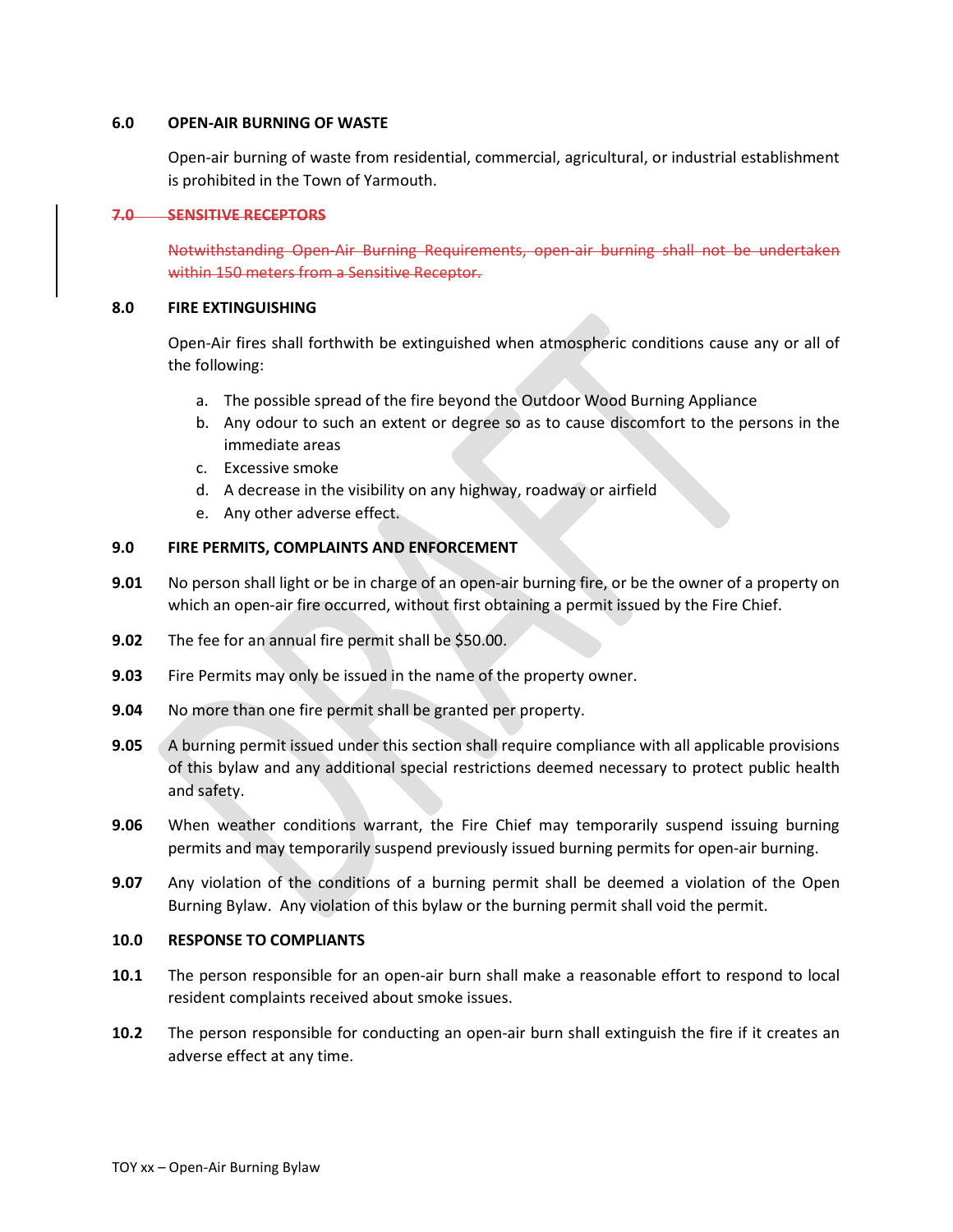## 6.0 OPEN-AIR BURNING OF WASTE

Open-air burning of waste from residential, commercial, agricultural, or industrial establishment is prohibited in the Town of Yarmouth.

## ~~7.0 SENSITIVE RECEPTORS~~

~~Notwithstanding Open-Air Burning Requirements, open-air burning shall not be undertaken within 150 meters from a Sensitive Receptor.~~

## 8.0 FIRE EXTINGUISHING

Open-Air fires shall forthwith be extinguished when atmospheric conditions cause any or all of the following:

a. The possible spread of the fire beyond the Outdoor Wood Burning Appliance
b. Any odour to such an extent or degree so as to cause discomfort to the persons in the immediate areas
c. Excessive smoke
d. A decrease in the visibility on any highway, roadway or airfield
e. Any other adverse effect.

## 9.0 FIRE PERMITS, COMPLAINTS AND ENFORCEMENT

**9.01** No person shall light or be in charge of an open-air burning fire, or be the owner of a property on which an open-air fire occurred, without first obtaining a permit issued by the Fire Chief.

**9.02** The fee for an annual fire permit shall be $50.00.

**9.03** Fire Permits may only be issued in the name of the property owner.

**9.04** No more than one fire permit shall be granted per property.

**9.05** A burning permit issued under this section shall require compliance with all applicable provisions of this bylaw and any additional special restrictions deemed necessary to protect public health and safety.

**9.06** When weather conditions warrant, the Fire Chief may temporarily suspend issuing burning permits and may temporarily suspend previously issued burning permits for open-air burning.

**9.07** Any violation of the conditions of a burning permit shall be deemed a violation of the Open Burning Bylaw. Any violation of this bylaw or the burning permit shall void the permit.

## 10.0 RESPONSE TO COMPLIANTS

**10.1** The person responsible for an open-air burn shall make a reasonable effort to respond to local resident complaints received about smoke issues.

**10.2** The person responsible for conducting an open-air burn shall extinguish the fire if it creates an adverse effect at any time.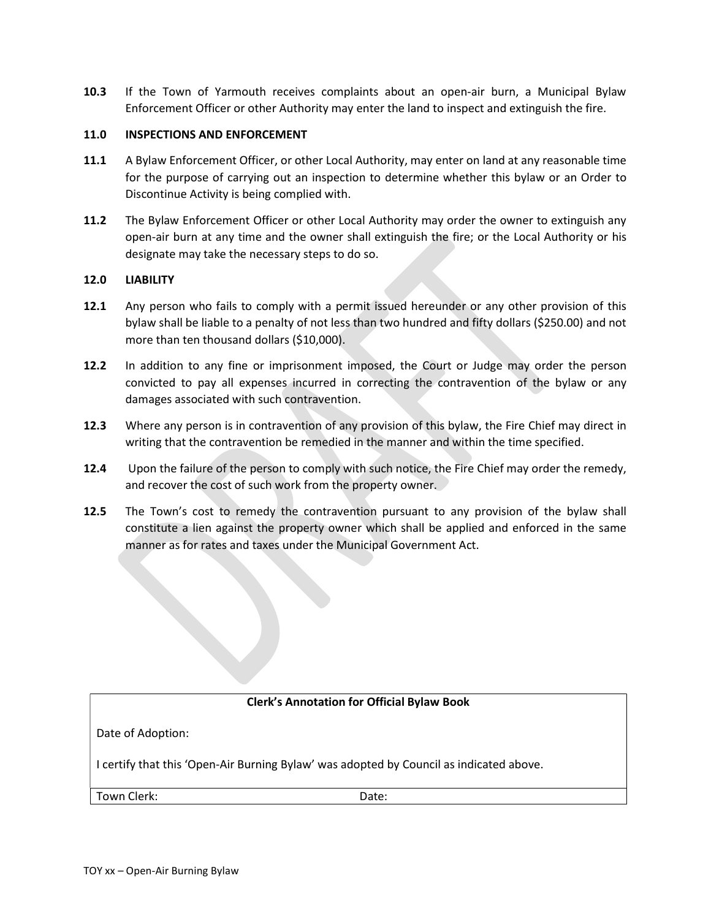**10.3** If the Town of Yarmouth receives complaints about an open-air burn, a Municipal Bylaw Enforcement Officer or other Authority may enter the land to inspect and extinguish the fire.

## 11.0 INSPECTIONS AND ENFORCEMENT

**11.1** A Bylaw Enforcement Officer, or other Local Authority, may enter on land at any reasonable time for the purpose of carrying out an inspection to determine whether this bylaw or an Order to Discontinue Activity is being complied with.

**11.2** The Bylaw Enforcement Officer or other Local Authority may order the owner to extinguish any open-air burn at any time and the owner shall extinguish the fire; or the Local Authority or his designate may take the necessary steps to do so.

## 12.0 LIABILITY

**12.1** Any person who fails to comply with a permit issued hereunder or any other provision of this bylaw shall be liable to a penalty of not less than two hundred and fifty dollars ($250.00) and not more than ten thousand dollars ($10,000).

**12.2** In addition to any fine or imprisonment imposed, the Court or Judge may order the person convicted to pay all expenses incurred in correcting the contravention of the bylaw or any damages associated with such contravention.

**12.3** Where any person is in contravention of any provision of this bylaw, the Fire Chief may direct in writing that the contravention be remedied in the manner and within the time specified.

**12.4** Upon the failure of the person to comply with such notice, the Fire Chief may order the remedy, and recover the cost of such work from the property owner.

**12.5** The Town's cost to remedy the contravention pursuant to any provision of the bylaw shall constitute a lien against the property owner which shall be applied and enforced in the same manner as for rates and taxes under the Municipal Government Act.

| **Clerk's Annotation for Official Bylaw Book** | |
|---|---|
| Date of Adoption: | |
| I certify that this 'Open-Air Burning Bylaw' was adopted by Council as indicated above. | |
| Town Clerk: | Date: |